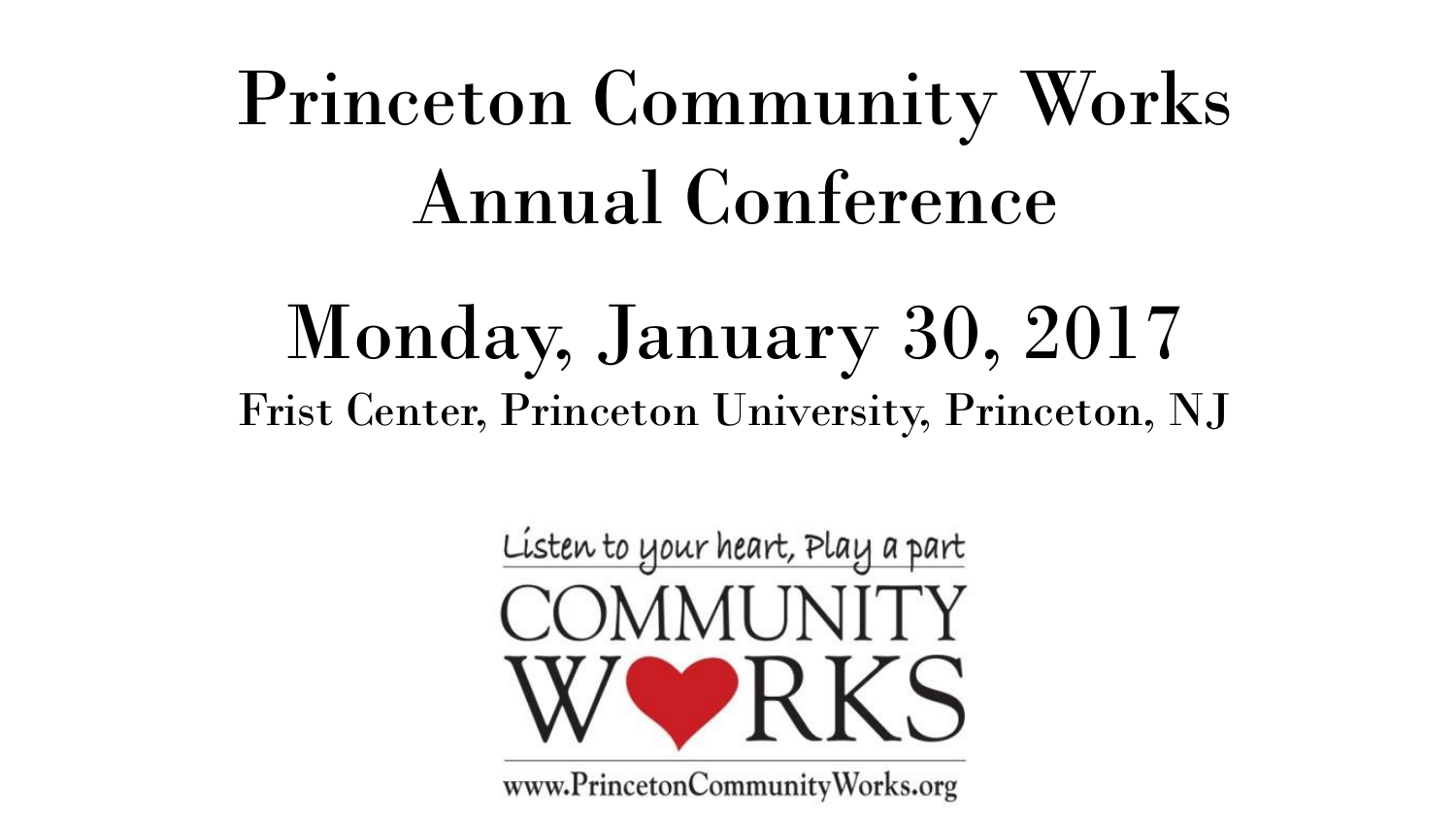# Princeton Community Works Annual Conference

## Monday, January 30, 2017

Frist Center, Princeton University, Princeton, NJ

Listen to your heart, Play a part

COMMUNITY WORKS

www.PrincetonCommunityWorks.org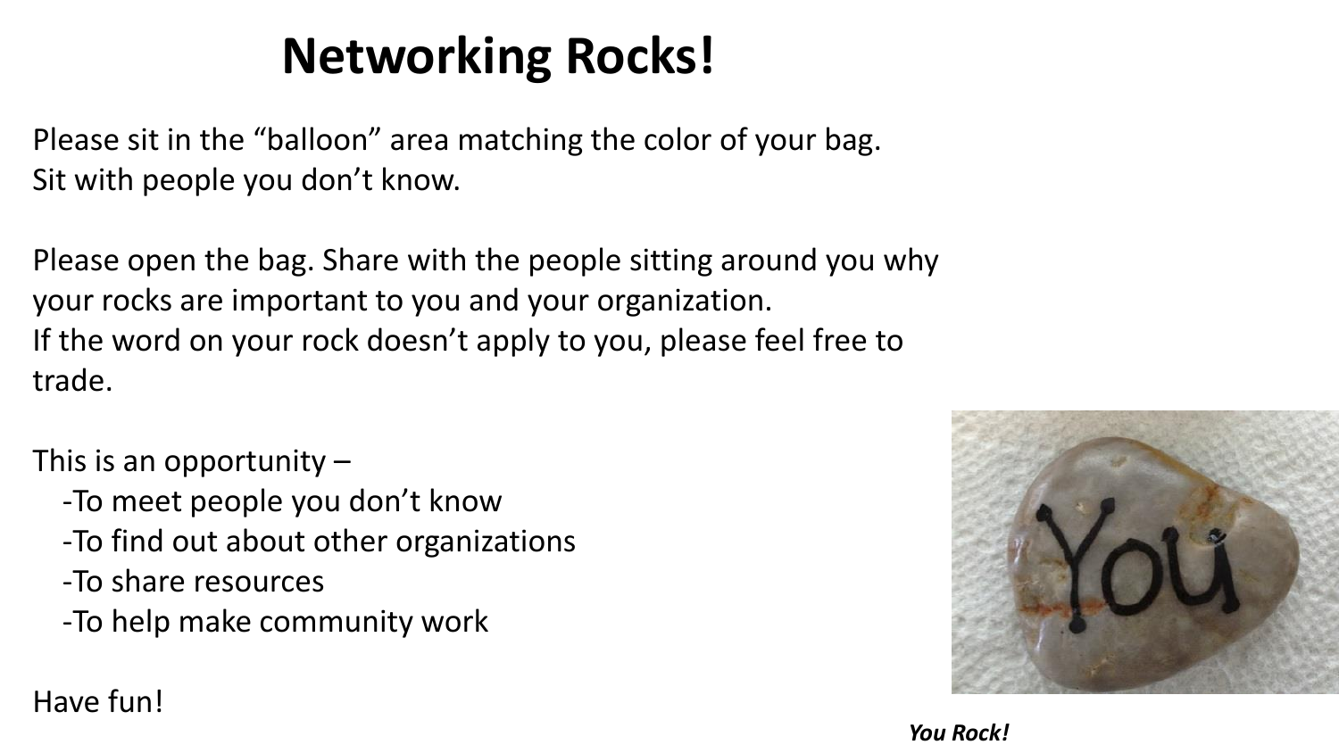# Networking Rocks!

Please sit in the "balloon" area matching the color of your bag.
Sit with people you don't know.

Please open the bag. Share with the people sitting around you why your rocks are important to you and your organization.
If the word on your rock doesn't apply to you, please feel free to trade.

This is an opportunity –

- To meet people you don't know
- To find out about other organizations
- To share resources
- To help make community work

Have fun!

***You Rock!***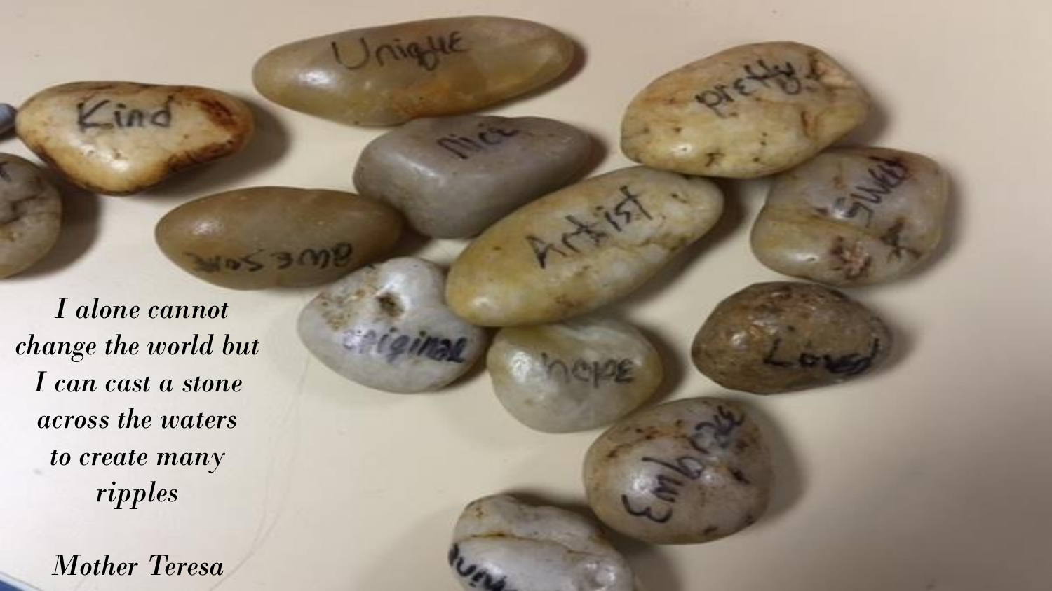*I alone cannot change the world but I can cast a stone across the waters to create many ripples*

*Mother Teresa*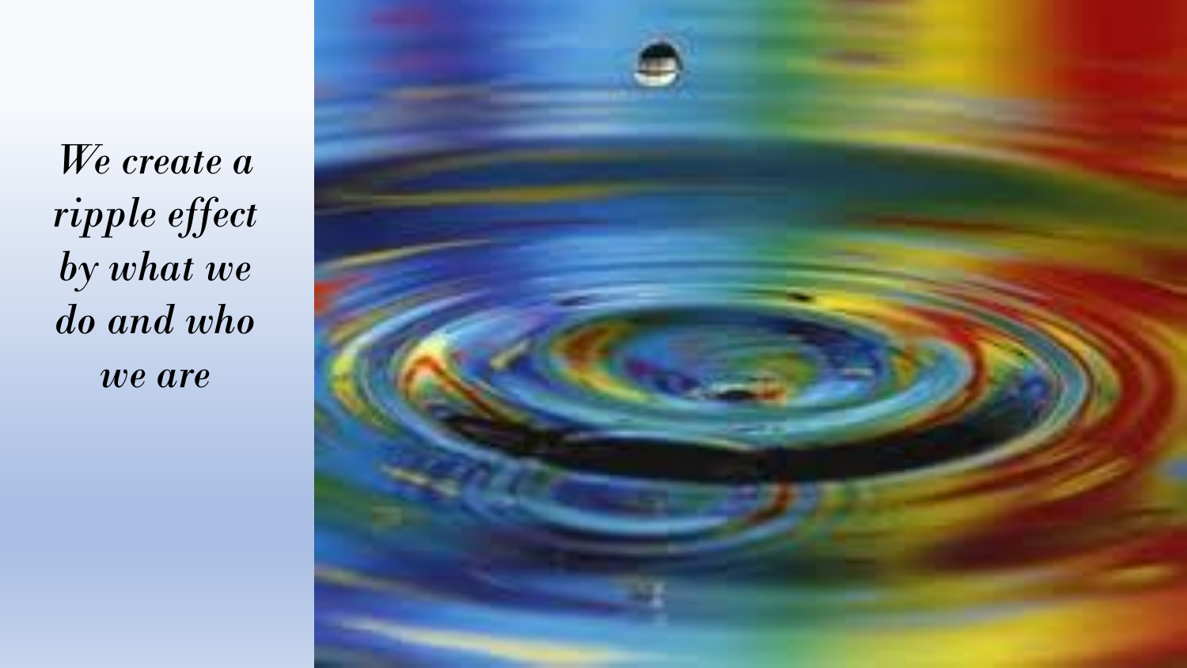*We create a ripple effect by what we do and who we are*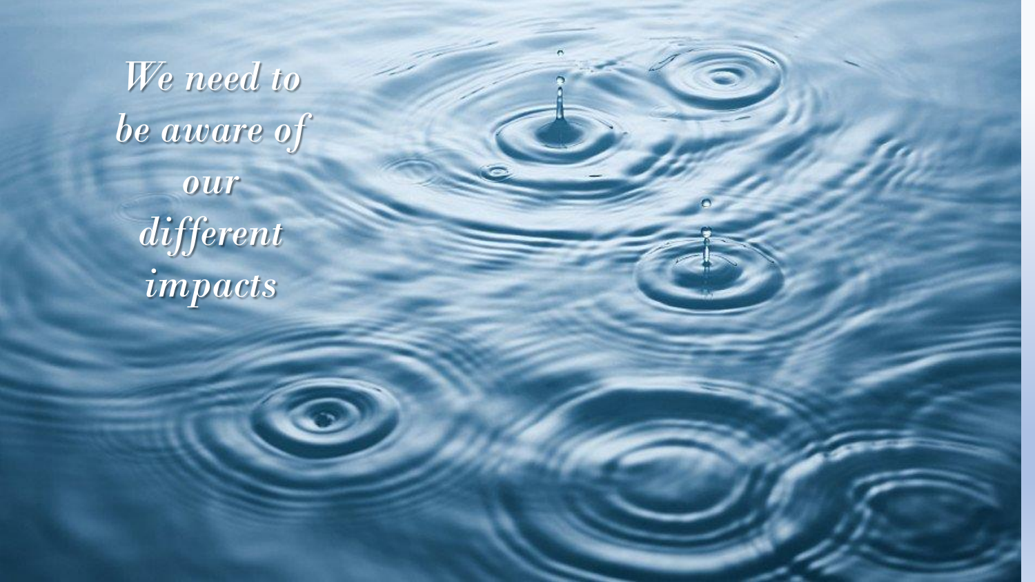*We need to be aware of our different impacts*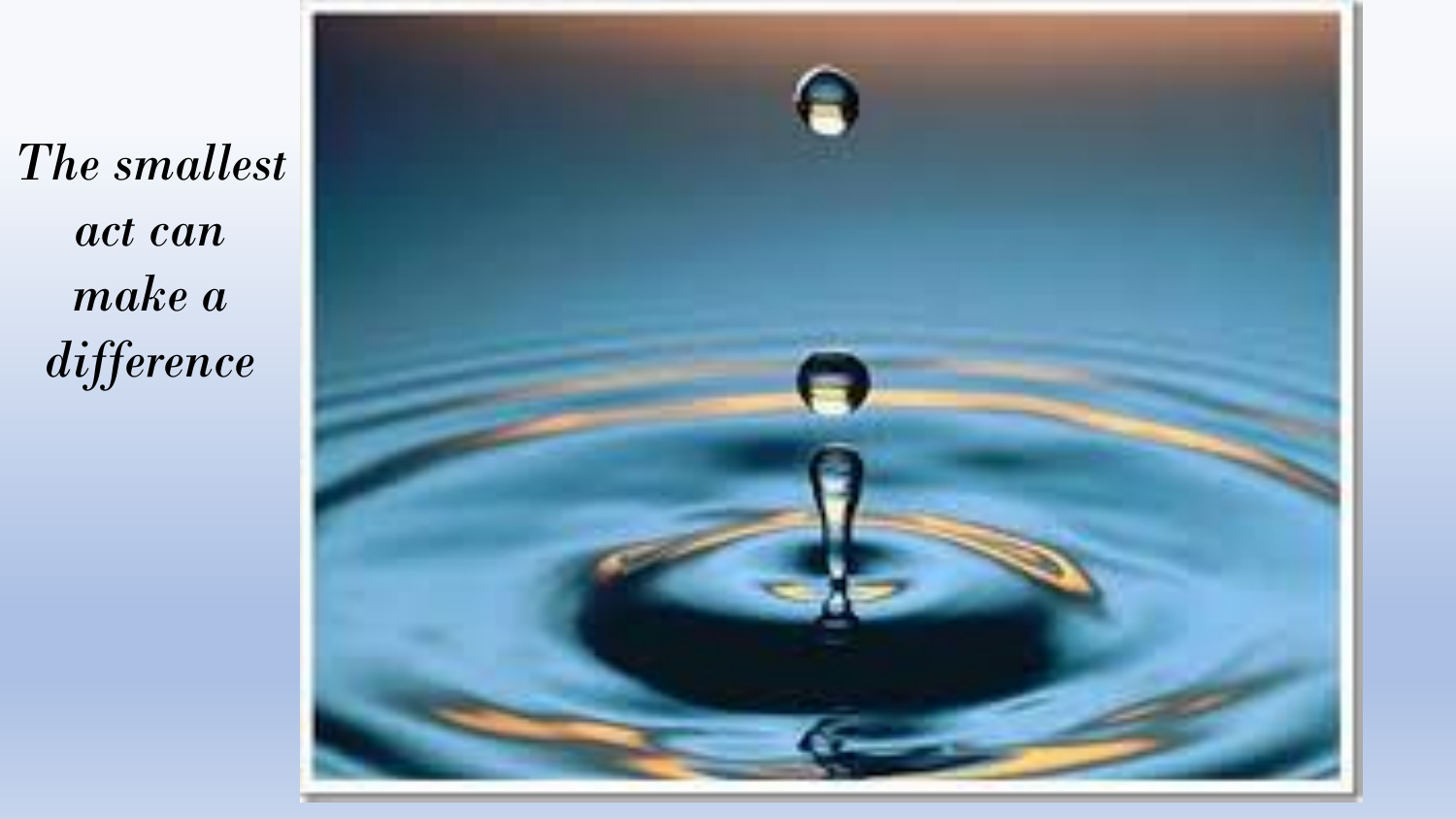*The smallest act can make a difference*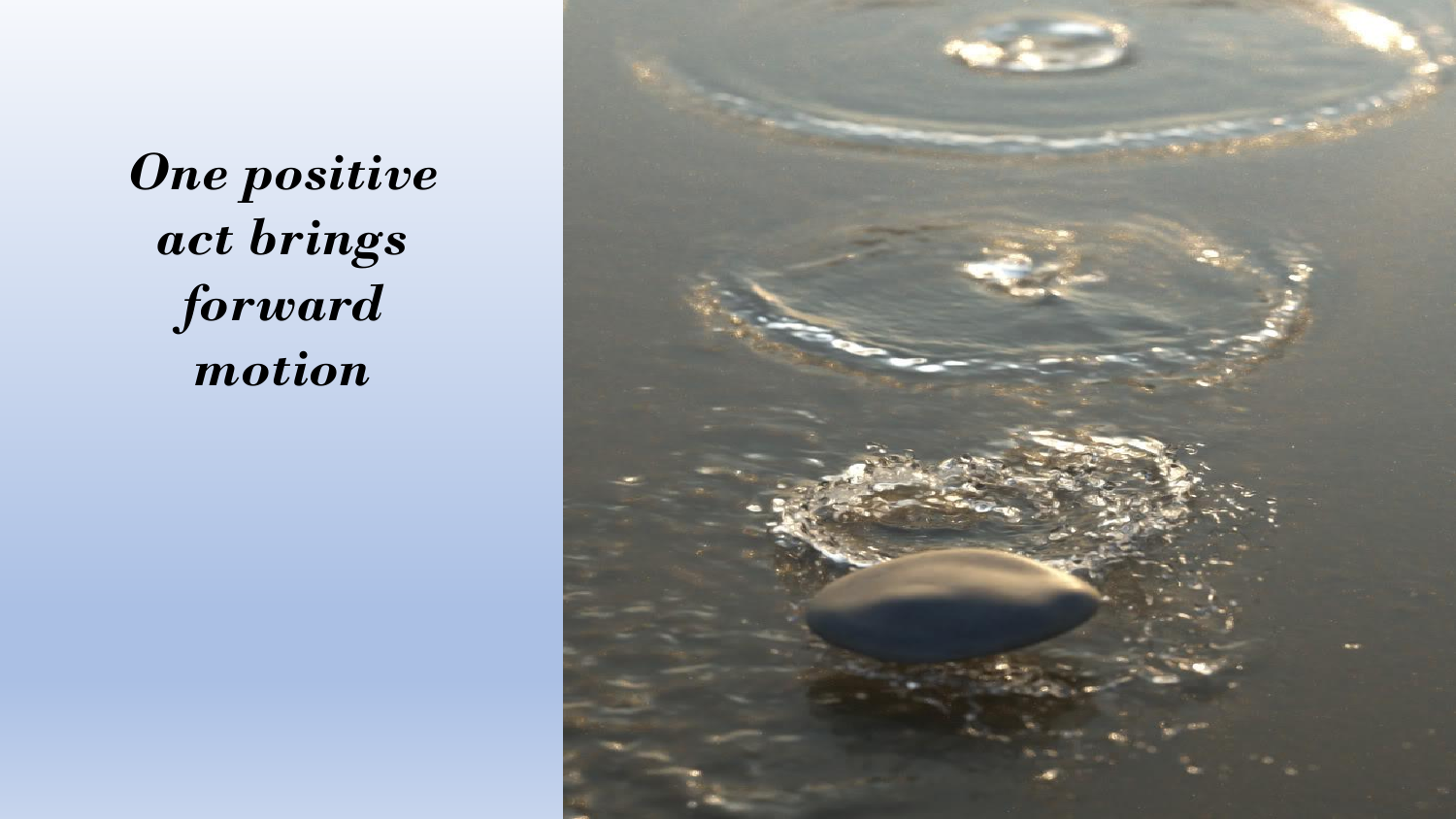***One positive act brings forward motion***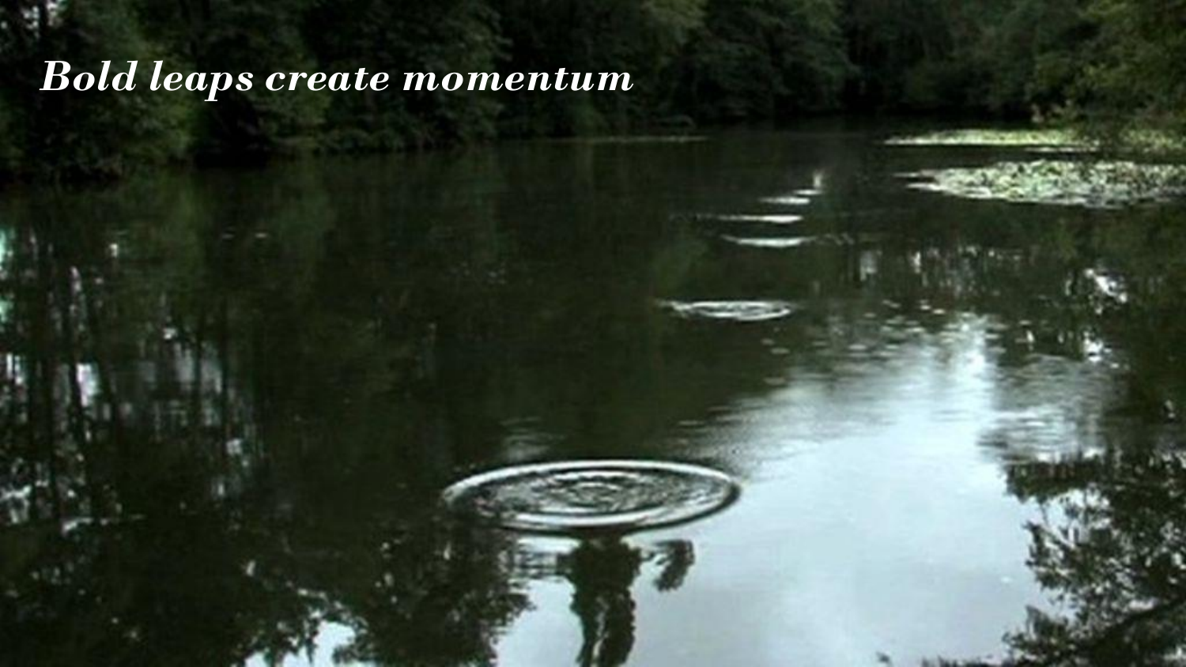*Bold leaps create momentum*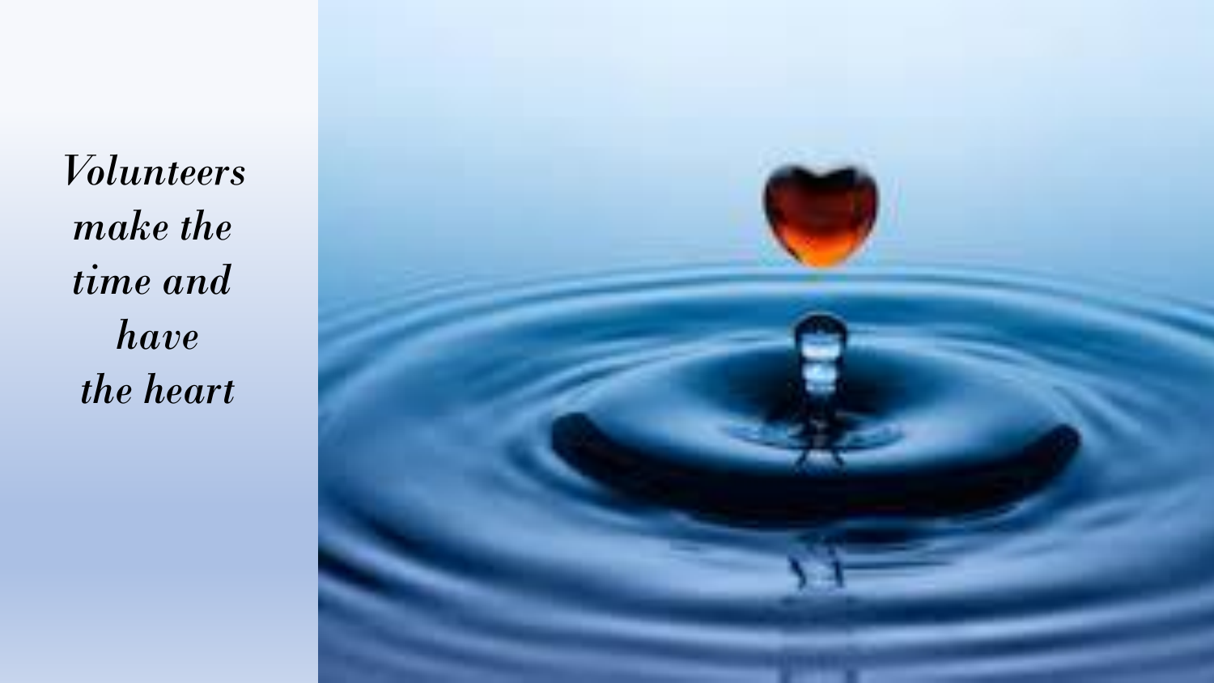*Volunteers make the time and have the heart*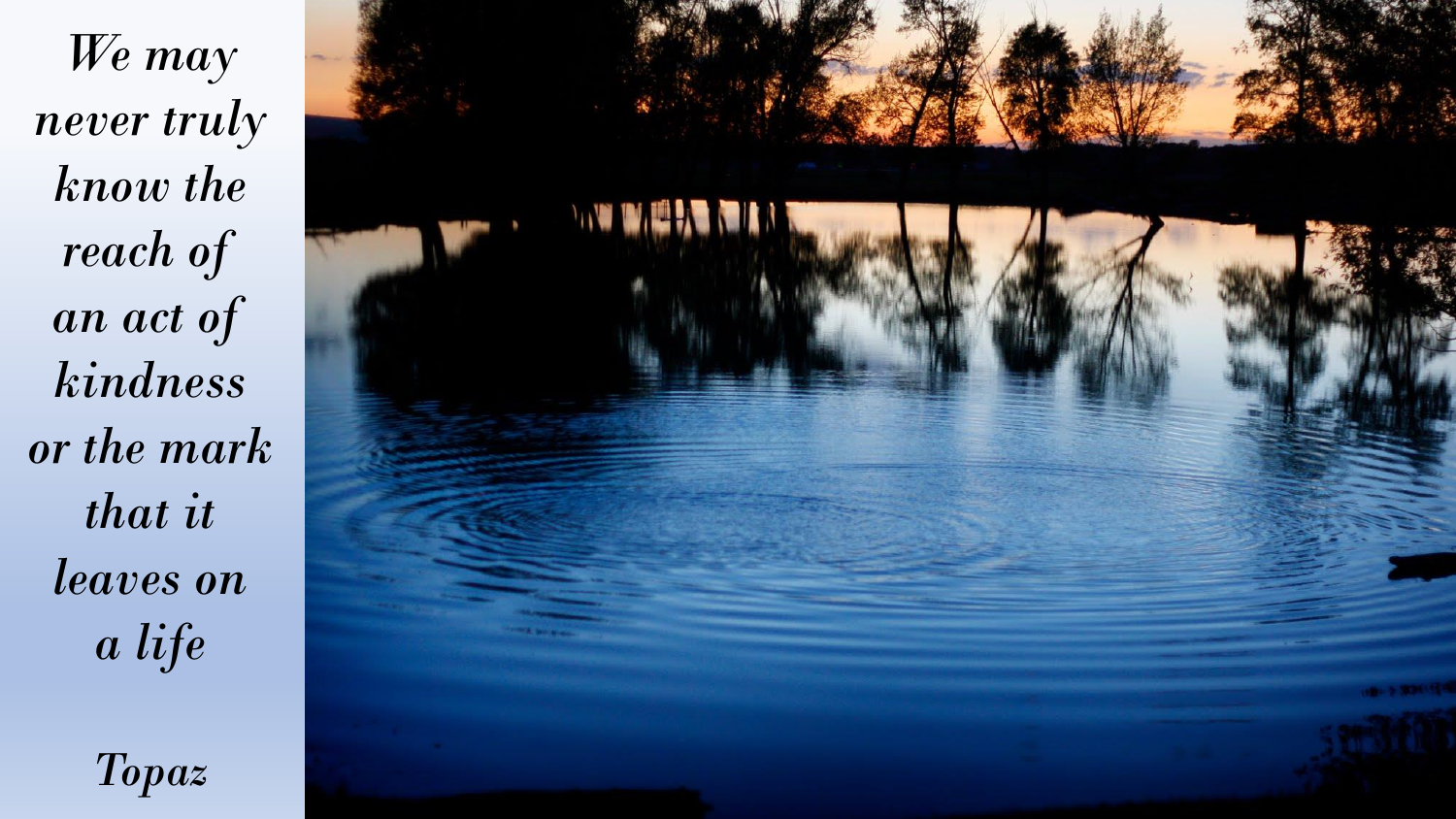*We may never truly know the reach of an act of kindness or the mark that it leaves on a life*

*Topaz*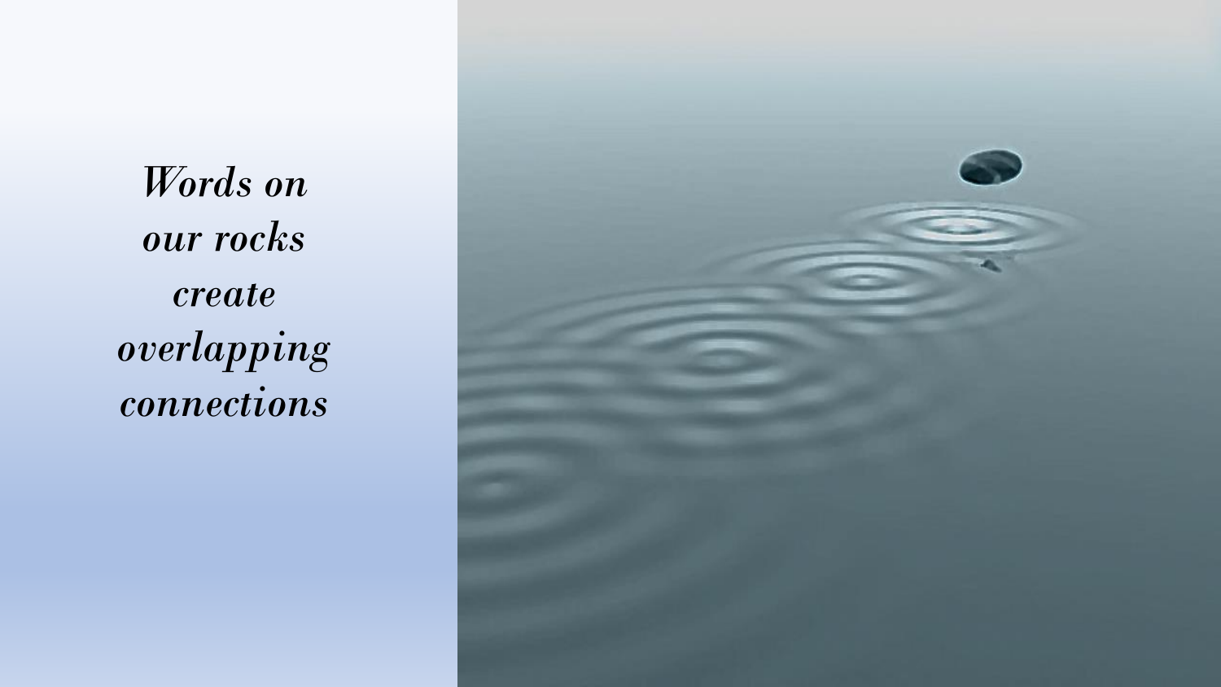*Words on our rocks create overlapping connections*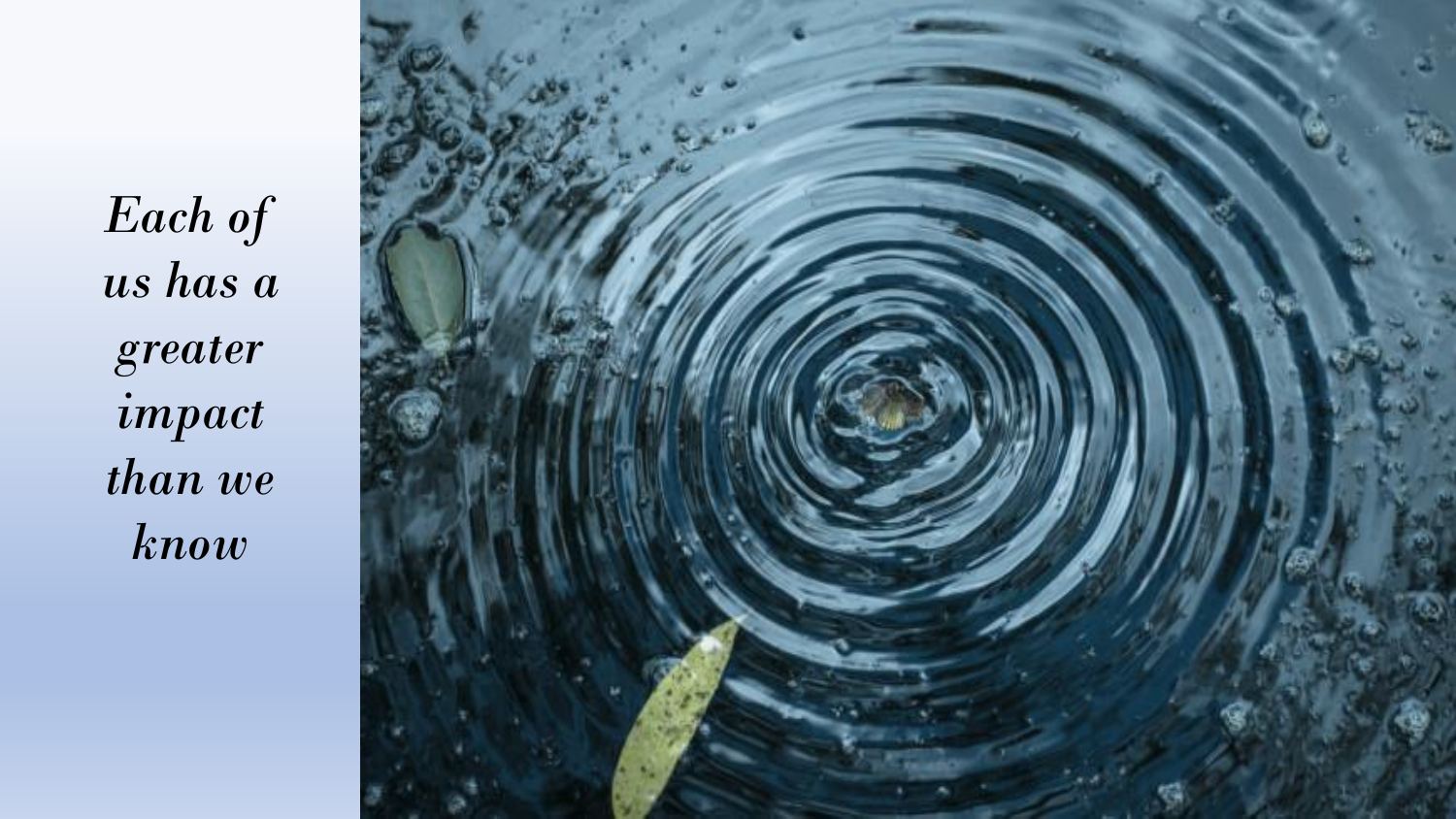*Each of us has a greater impact than we know*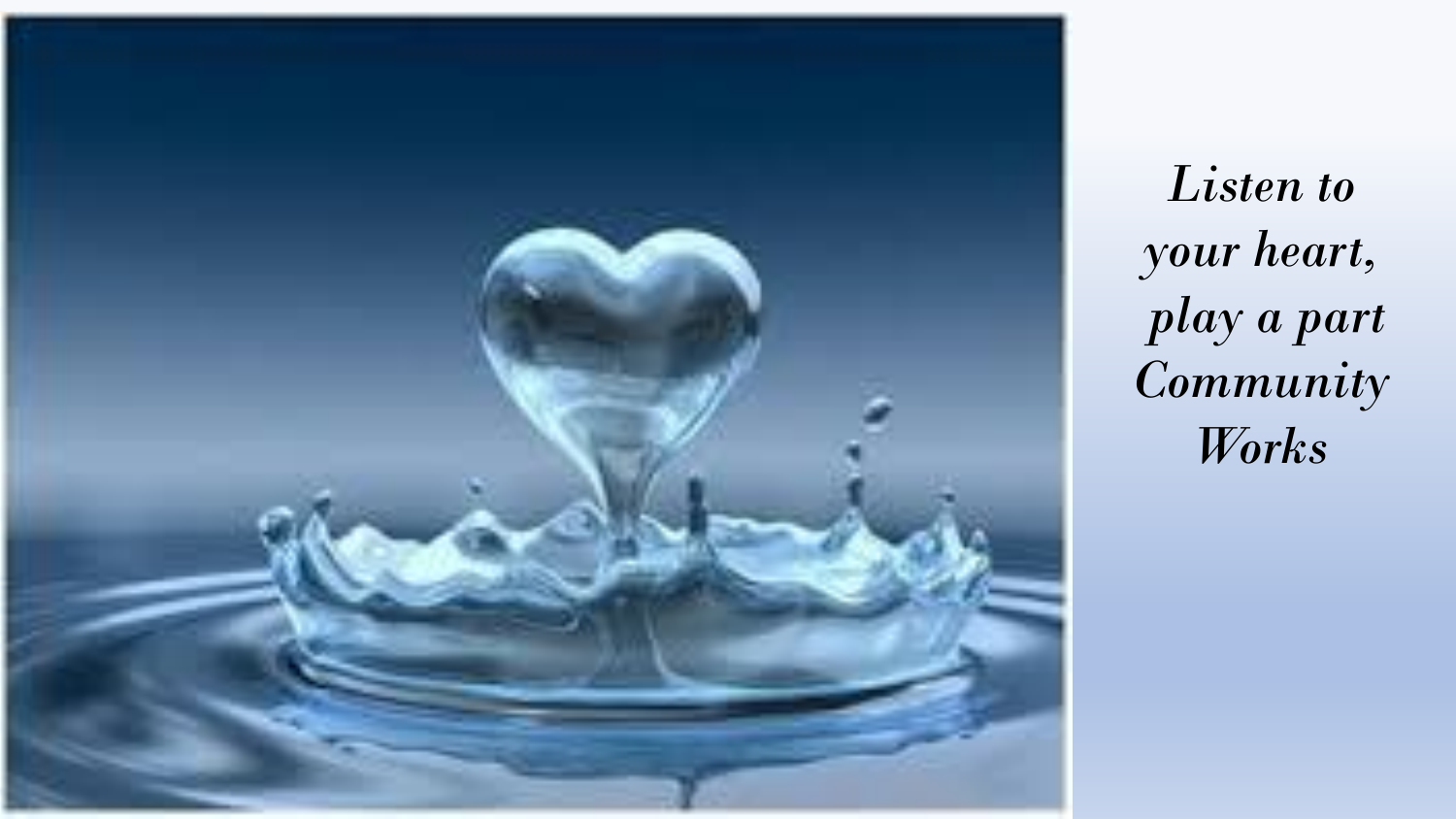*Listen to your heart, play a part Community Works*